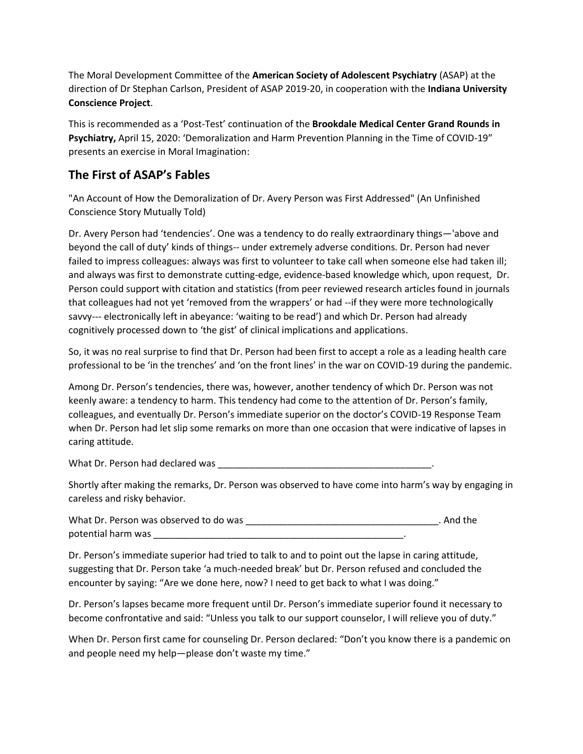The Moral Development Committee of the **American Society of Adolescent Psychiatry** (ASAP) at the direction of Dr Stephan Carlson, President of ASAP 2019-20, in cooperation with the **Indiana University Conscience Project**.

This is recommended as a 'Post-Test' continuation of the **Brookdale Medical Center Grand Rounds in Psychiatry,** April 15, 2020: 'Demoralization and Harm Prevention Planning in the Time of COVID-19" presents an exercise in Moral Imagination:

## The First of ASAP's Fables

"An Account of How the Demoralization of Dr. Avery Person was First Addressed" (An Unfinished Conscience Story Mutually Told)

Dr. Avery Person had 'tendencies'. One was a tendency to do really extraordinary things—'above and beyond the call of duty' kinds of things-- under extremely adverse conditions. Dr. Person had never failed to impress colleagues: always was first to volunteer to take call when someone else had taken ill; and always was first to demonstrate cutting-edge, evidence-based knowledge which, upon request, Dr. Person could support with citation and statistics (from peer reviewed research articles found in journals that colleagues had not yet 'removed from the wrappers' or had --if they were more technologically savvy--- electronically left in abeyance: 'waiting to be read') and which Dr. Person had already cognitively processed down to 'the gist' of clinical implications and applications.

So, it was no real surprise to find that Dr. Person had been first to accept a role as a leading health care professional to be 'in the trenches' and 'on the front lines' in the war on COVID-19 during the pandemic.

Among Dr. Person's tendencies, there was, however, another tendency of which Dr. Person was not keenly aware: a tendency to harm. This tendency had come to the attention of Dr. Person's family, colleagues, and eventually Dr. Person's immediate superior on the doctor's COVID-19 Response Team when Dr. Person had let slip some remarks on more than one occasion that were indicative of lapses in caring attitude.

What Dr. Person had declared was ___________________________________________.

Shortly after making the remarks, Dr. Person was observed to have come into harm's way by engaging in careless and risky behavior.

What Dr. Person was observed to do was _____________________________________. And the potential harm was ___________________________________________________.

Dr. Person's immediate superior had tried to talk to and to point out the lapse in caring attitude, suggesting that Dr. Person take 'a much-needed break' but Dr. Person refused and concluded the encounter by saying: "Are we done here, now? I need to get back to what I was doing."

Dr. Person's lapses became more frequent until Dr. Person's immediate superior found it necessary to become confrontative and said: "Unless you talk to our support counselor, I will relieve you of duty."

When Dr. Person first came for counseling Dr. Person declared: "Don't you know there is a pandemic on and people need my help—please don't waste my time."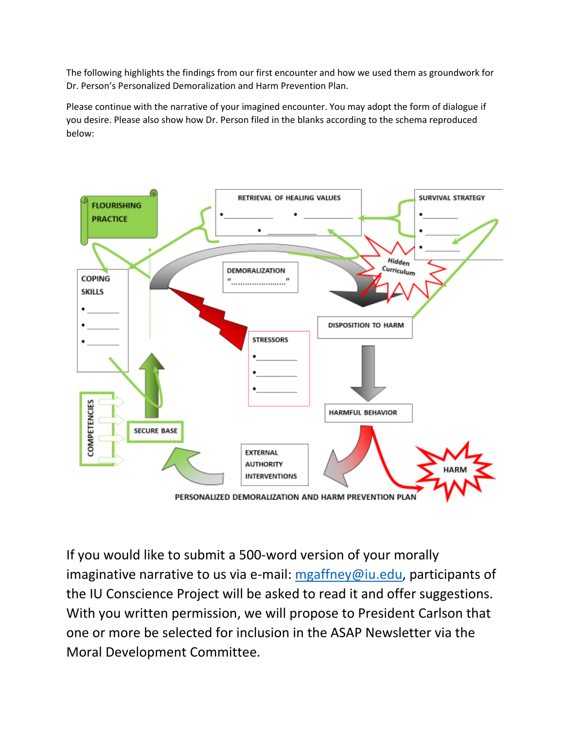The following highlights the findings from our first encounter and how we used them as groundwork for Dr. Person's Personalized Demoralization and Harm Prevention Plan.

Please continue with the narrative of your imagined encounter. You may adopt the form of dialogue if you desire. Please also show how Dr. Person filed in the blanks according to the schema reproduced below:

FLOURISHING PRACTICE

RETRIEVAL OF HEALING VALUES

- ___________
- ___________
- ___________

SURVIVAL STRATEGY

- ________
- ________
- ________

Hidden Curriculum

COPING SKILLS

- ________
- ________
- ________

DEMORALIZATION

"........................."

STRESSORS

- __________
- __________
- __________

DISPOSITION TO HARM

HARMFUL BEHAVIOR

HARM

COMPETENCIES

SECURE BASE

EXTERNAL AUTHORITY INTERVENTIONS

PERSONALIZED DEMORALIZATION AND HARM PREVENTION PLAN

If you would like to submit a 500-word version of your morally imaginative narrative to us via e-mail: mgaffney@iu.edu, participants of the IU Conscience Project will be asked to read it and offer suggestions. With you written permission, we will propose to President Carlson that one or more be selected for inclusion in the ASAP Newsletter via the Moral Development Committee.